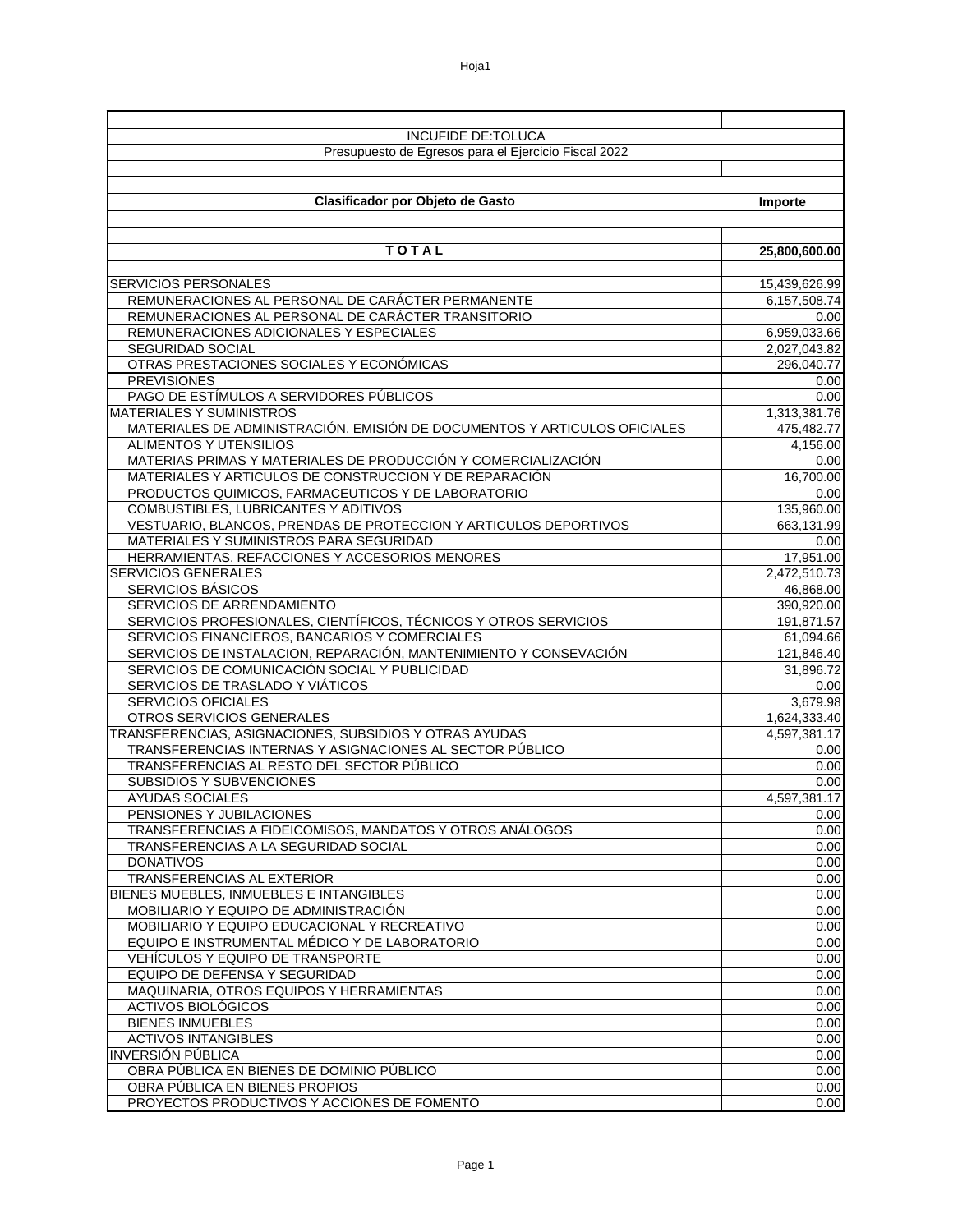| | |
|---|---|
| INCUFIDE DE:TOLUCA | |
| Presupuesto de Egresos para el Ejercicio Fiscal 2022 | |
| | |
| **Clasificador por Objeto de Gasto** | **Importe** |
| | |
| **T O T A L** | **25,800,600.00** |
| | |
| SERVICIOS PERSONALES | 15,439,626.99 |
| REMUNERACIONES AL PERSONAL DE CARÁCTER PERMANENTE | 6,157,508.74 |
| REMUNERACIONES AL PERSONAL DE CARÁCTER TRANSITORIO | 0.00 |
| REMUNERACIONES ADICIONALES Y ESPECIALES | 6,959,033.66 |
| SEGURIDAD SOCIAL | 2,027,043.82 |
| OTRAS PRESTACIONES SOCIALES Y ECONÓMICAS | 296,040.77 |
| PREVISIONES | 0.00 |
| PAGO DE ESTÍMULOS A SERVIDORES PÚBLICOS | 0.00 |
| MATERIALES Y SUMINISTROS | 1,313,381.76 |
| MATERIALES DE ADMINISTRACIÓN, EMISIÓN DE DOCUMENTOS Y ARTICULOS OFICIALES | 475,482.77 |
| ALIMENTOS Y UTENSILIOS | 4,156.00 |
| MATERIAS PRIMAS Y MATERIALES DE PRODUCCIÓN Y COMERCIALIZACIÓN | 0.00 |
| MATERIALES Y ARTICULOS DE CONSTRUCCION Y DE REPARACIÓN | 16,700.00 |
| PRODUCTOS QUIMICOS, FARMACEUTICOS Y DE LABORATORIO | 0.00 |
| COMBUSTIBLES, LUBRICANTES Y ADITIVOS | 135,960.00 |
| VESTUARIO, BLANCOS, PRENDAS DE PROTECCION Y ARTICULOS DEPORTIVOS | 663,131.99 |
| MATERIALES Y SUMINISTROS PARA SEGURIDAD | 0.00 |
| HERRAMIENTAS, REFACCIONES Y ACCESORIOS MENORES | 17,951.00 |
| SERVICIOS GENERALES | 2,472,510.73 |
| SERVICIOS BÁSICOS | 46,868.00 |
| SERVICIOS DE ARRENDAMIENTO | 390,920.00 |
| SERVICIOS PROFESIONALES, CIENTÍFICOS, TÉCNICOS Y OTROS SERVICIOS | 191,871.57 |
| SERVICIOS FINANCIEROS, BANCARIOS Y COMERCIALES | 61,094.66 |
| SERVICIOS DE INSTALACION, REPARACIÓN, MANTENIMIENTO Y CONSEVACIÓN | 121,846.40 |
| SERVICIOS DE COMUNICACIÓN SOCIAL Y PUBLICIDAD | 31,896.72 |
| SERVICIOS DE TRASLADO Y VIÁTICOS | 0.00 |
| SERVICIOS OFICIALES | 3,679.98 |
| OTROS SERVICIOS GENERALES | 1,624,333.40 |
| TRANSFERENCIAS, ASIGNACIONES, SUBSIDIOS Y OTRAS AYUDAS | 4,597,381.17 |
| TRANSFERENCIAS INTERNAS Y ASIGNACIONES AL SECTOR PÚBLICO | 0.00 |
| TRANSFERENCIAS AL RESTO DEL SECTOR PÚBLICO | 0.00 |
| SUBSIDIOS Y SUBVENCIONES | 0.00 |
| AYUDAS SOCIALES | 4,597,381.17 |
| PENSIONES Y JUBILACIONES | 0.00 |
| TRANSFERENCIAS A FIDEICOMISOS, MANDATOS Y OTROS ANÁLOGOS | 0.00 |
| TRANSFERENCIAS A LA SEGURIDAD SOCIAL | 0.00 |
| DONATIVOS | 0.00 |
| TRANSFERENCIAS AL EXTERIOR | 0.00 |
| BIENES MUEBLES, INMUEBLES E INTANGIBLES | 0.00 |
| MOBILIARIO Y EQUIPO DE ADMINISTRACIÓN | 0.00 |
| MOBILIARIO Y EQUIPO EDUCACIONAL Y RECREATIVO | 0.00 |
| EQUIPO E INSTRUMENTAL MÉDICO Y DE LABORATORIO | 0.00 |
| VEHÍCULOS Y EQUIPO DE TRANSPORTE | 0.00 |
| EQUIPO DE DEFENSA Y SEGURIDAD | 0.00 |
| MAQUINARIA, OTROS EQUIPOS Y HERRAMIENTAS | 0.00 |
| ACTIVOS BIOLÓGICOS | 0.00 |
| BIENES INMUEBLES | 0.00 |
| ACTIVOS INTANGIBLES | 0.00 |
| INVERSIÓN PÚBLICA | 0.00 |
| OBRA PÚBLICA EN BIENES DE DOMINIO PÚBLICO | 0.00 |
| OBRA PÚBLICA EN BIENES PROPIOS | 0.00 |
| PROYECTOS PRODUCTIVOS Y ACCIONES DE FOMENTO | 0.00 |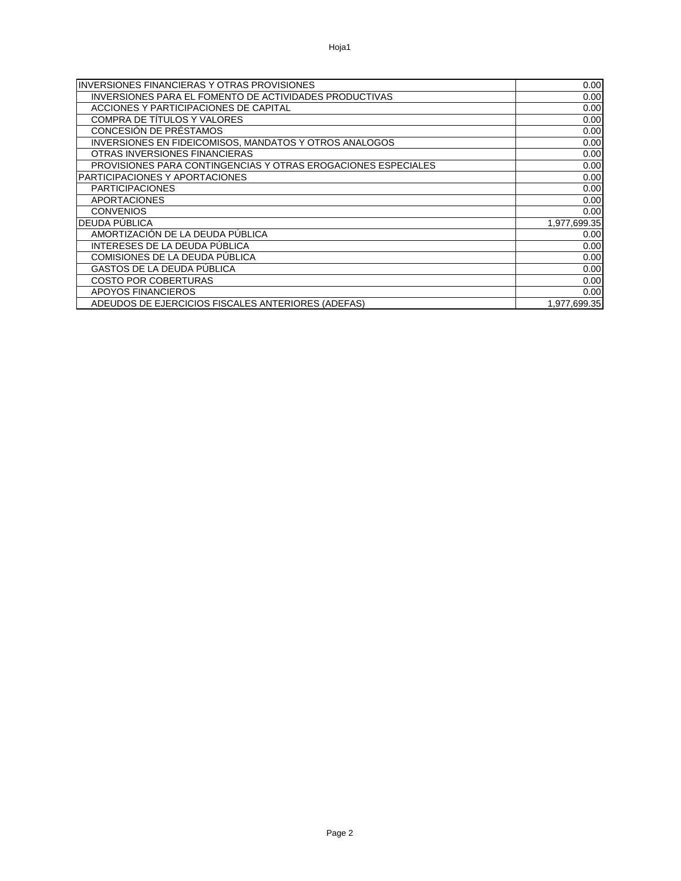| | |
|---|---|
| INVERSIONES FINANCIERAS Y OTRAS PROVISIONES | 0.00 |
| INVERSIONES PARA EL FOMENTO DE ACTIVIDADES PRODUCTIVAS | 0.00 |
| ACCIONES Y PARTICIPACIONES DE CAPITAL | 0.00 |
| COMPRA DE TÍTULOS Y VALORES | 0.00 |
| CONCESIÓN DE PRÉSTAMOS | 0.00 |
| INVERSIONES EN FIDEICOMISOS, MANDATOS Y OTROS ANALOGOS | 0.00 |
| OTRAS INVERSIONES FINANCIERAS | 0.00 |
| PROVISIONES PARA CONTINGENCIAS Y OTRAS EROGACIONES ESPECIALES | 0.00 |
| PARTICIPACIONES Y APORTACIONES | 0.00 |
| PARTICIPACIONES | 0.00 |
| APORTACIONES | 0.00 |
| CONVENIOS | 0.00 |
| DEUDA PÚBLICA | 1,977,699.35 |
| AMORTIZACIÓN DE LA DEUDA PÚBLICA | 0.00 |
| INTERESES DE LA DEUDA PÚBLICA | 0.00 |
| COMISIONES DE LA DEUDA PÚBLICA | 0.00 |
| GASTOS DE LA DEUDA PÚBLICA | 0.00 |
| COSTO POR COBERTURAS | 0.00 |
| APOYOS FINANCIEROS | 0.00 |
| ADEUDOS DE EJERCICIOS FISCALES ANTERIORES (ADEFAS) | 1,977,699.35 |